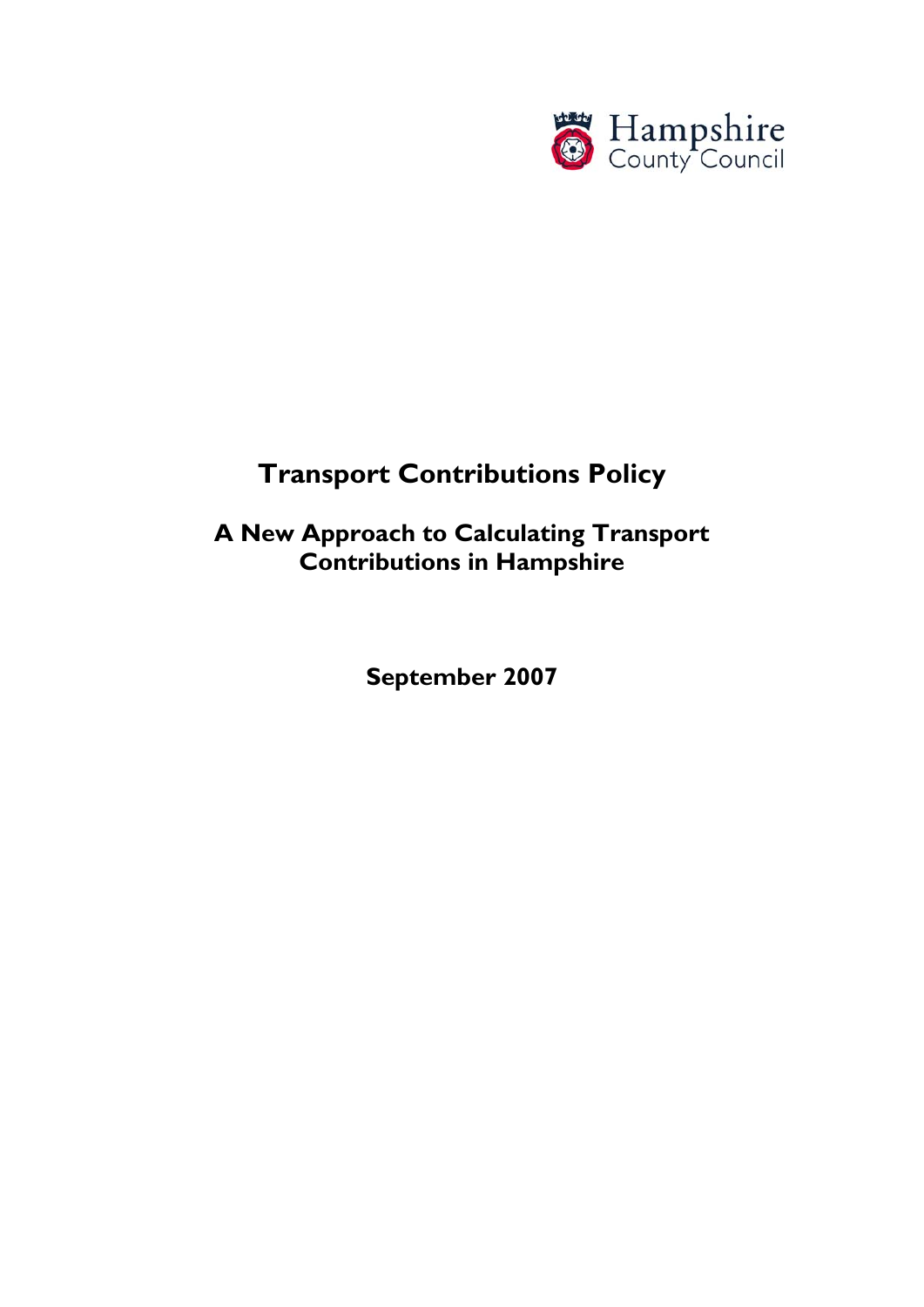Hampshire County Council

# Transport Contributions Policy

## A New Approach to Calculating Transport Contributions in Hampshire

**September 2007**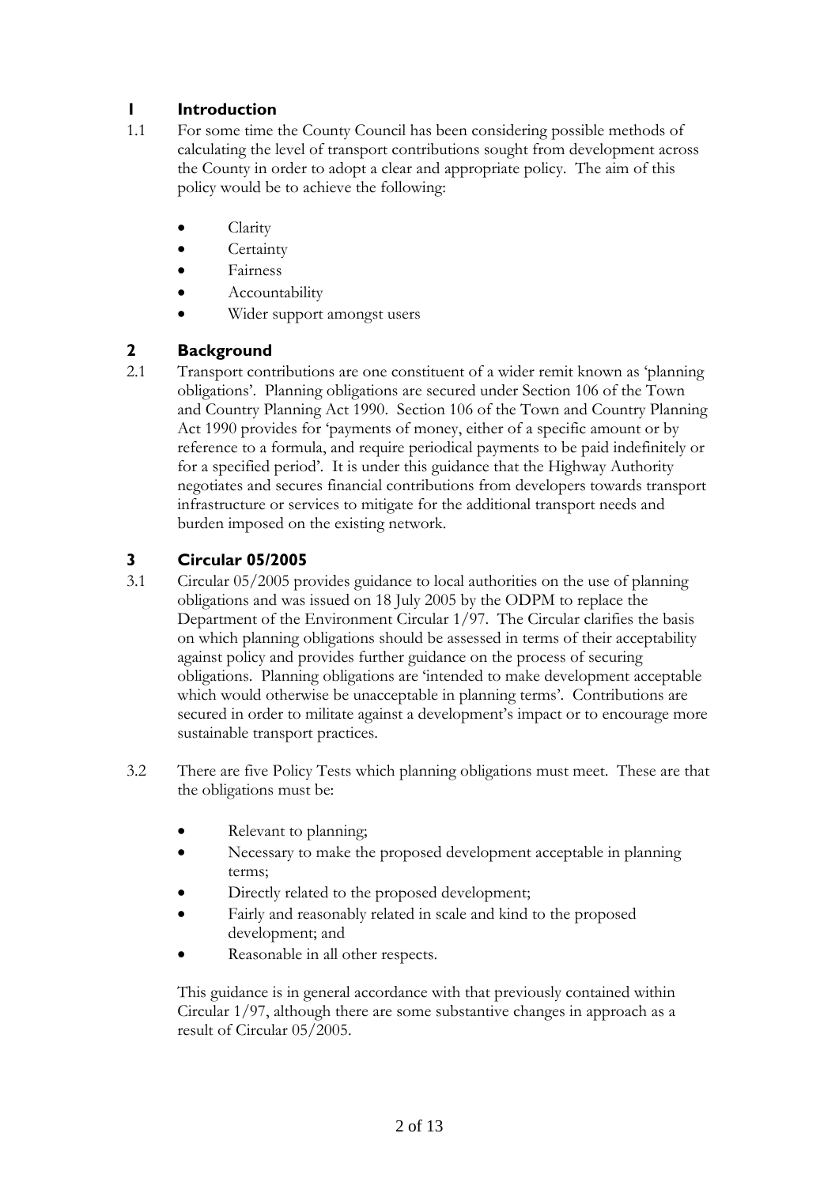## 1 Introduction

1.1 For some time the County Council has been considering possible methods of calculating the level of transport contributions sought from development across the County in order to adopt a clear and appropriate policy. The aim of this policy would be to achieve the following:

- Clarity
- Certainty
- Fairness
- Accountability
- Wider support amongst users

## 2 Background

2.1 Transport contributions are one constituent of a wider remit known as 'planning obligations'. Planning obligations are secured under Section 106 of the Town and Country Planning Act 1990. Section 106 of the Town and Country Planning Act 1990 provides for 'payments of money, either of a specific amount or by reference to a formula, and require periodical payments to be paid indefinitely or for a specified period'. It is under this guidance that the Highway Authority negotiates and secures financial contributions from developers towards transport infrastructure or services to mitigate for the additional transport needs and burden imposed on the existing network.

## 3 Circular 05/2005

3.1 Circular 05/2005 provides guidance to local authorities on the use of planning obligations and was issued on 18 July 2005 by the ODPM to replace the Department of the Environment Circular 1/97. The Circular clarifies the basis on which planning obligations should be assessed in terms of their acceptability against policy and provides further guidance on the process of securing obligations. Planning obligations are 'intended to make development acceptable which would otherwise be unacceptable in planning terms'. Contributions are secured in order to militate against a development's impact or to encourage more sustainable transport practices.

3.2 There are five Policy Tests which planning obligations must meet. These are that the obligations must be:

- Relevant to planning;
- Necessary to make the proposed development acceptable in planning terms;
- Directly related to the proposed development;
- Fairly and reasonably related in scale and kind to the proposed development; and
- Reasonable in all other respects.

This guidance is in general accordance with that previously contained within Circular 1/97, although there are some substantive changes in approach as a result of Circular 05/2005.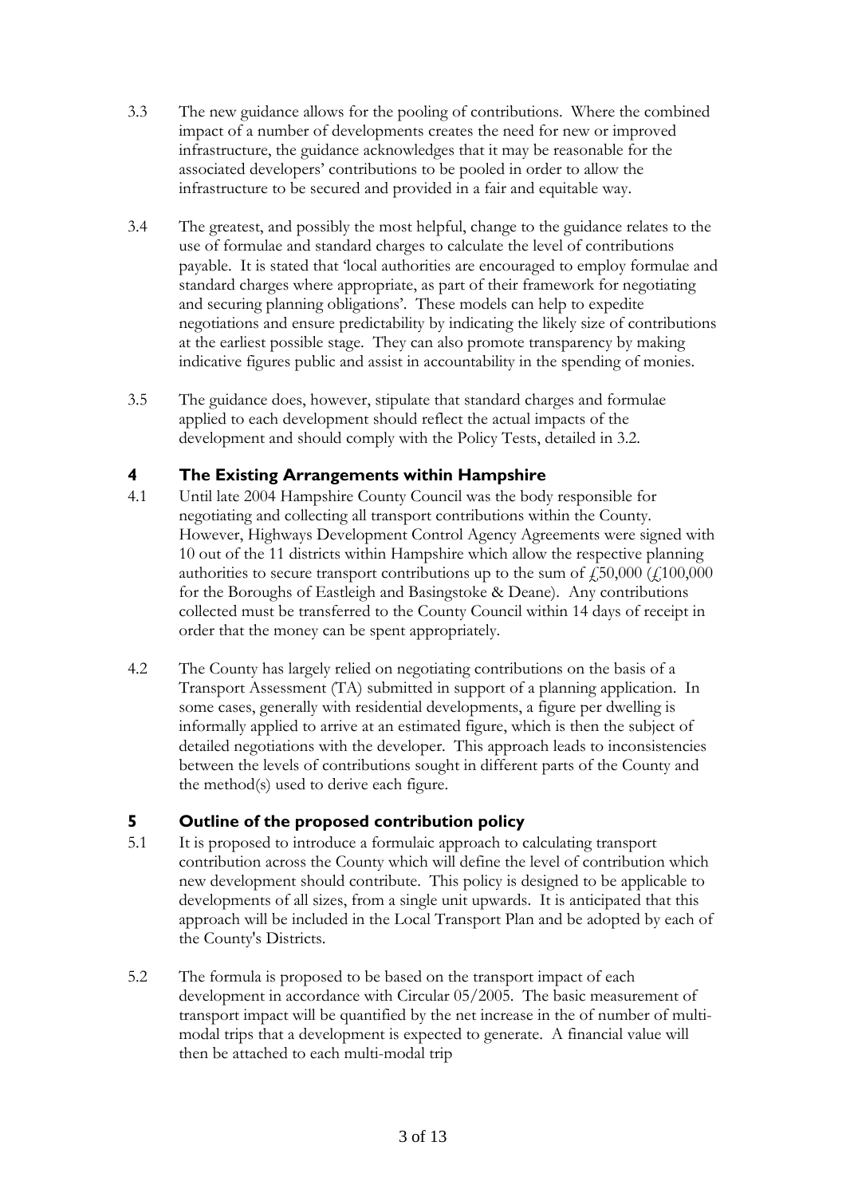3.3 The new guidance allows for the pooling of contributions. Where the combined impact of a number of developments creates the need for new or improved infrastructure, the guidance acknowledges that it may be reasonable for the associated developers' contributions to be pooled in order to allow the infrastructure to be secured and provided in a fair and equitable way.

3.4 The greatest, and possibly the most helpful, change to the guidance relates to the use of formulae and standard charges to calculate the level of contributions payable. It is stated that 'local authorities are encouraged to employ formulae and standard charges where appropriate, as part of their framework for negotiating and securing planning obligations'. These models can help to expedite negotiations and ensure predictability by indicating the likely size of contributions at the earliest possible stage. They can also promote transparency by making indicative figures public and assist in accountability in the spending of monies.

3.5 The guidance does, however, stipulate that standard charges and formulae applied to each development should reflect the actual impacts of the development and should comply with the Policy Tests, detailed in 3.2.

## 4 The Existing Arrangements within Hampshire

4.1 Until late 2004 Hampshire County Council was the body responsible for negotiating and collecting all transport contributions within the County. However, Highways Development Control Agency Agreements were signed with 10 out of the 11 districts within Hampshire which allow the respective planning authorities to secure transport contributions up to the sum of £50,000 (£100,000 for the Boroughs of Eastleigh and Basingstoke & Deane). Any contributions collected must be transferred to the County Council within 14 days of receipt in order that the money can be spent appropriately.

4.2 The County has largely relied on negotiating contributions on the basis of a Transport Assessment (TA) submitted in support of a planning application. In some cases, generally with residential developments, a figure per dwelling is informally applied to arrive at an estimated figure, which is then the subject of detailed negotiations with the developer. This approach leads to inconsistencies between the levels of contributions sought in different parts of the County and the method(s) used to derive each figure.

## 5 Outline of the proposed contribution policy

5.1 It is proposed to introduce a formulaic approach to calculating transport contribution across the County which will define the level of contribution which new development should contribute. This policy is designed to be applicable to developments of all sizes, from a single unit upwards. It is anticipated that this approach will be included in the Local Transport Plan and be adopted by each of the County's Districts.

5.2 The formula is proposed to be based on the transport impact of each development in accordance with Circular 05/2005. The basic measurement of transport impact will be quantified by the net increase in the of number of multi-modal trips that a development is expected to generate. A financial value will then be attached to each multi-modal trip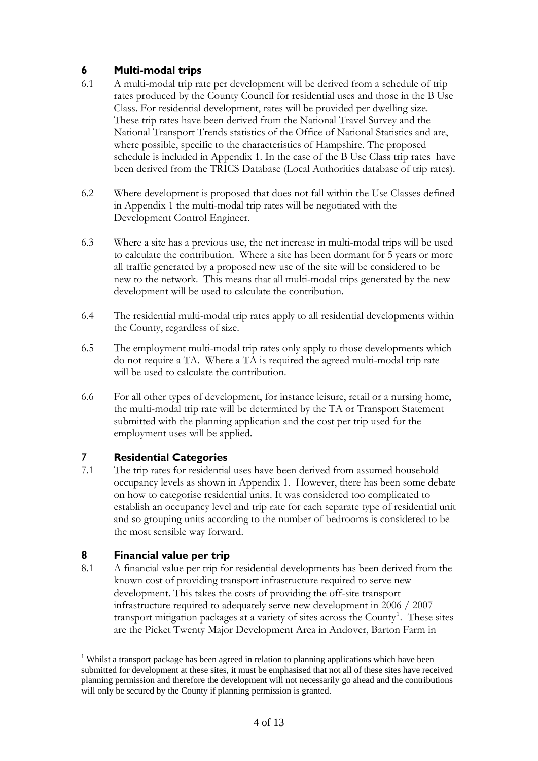## 6 Multi-modal trips

6.1 A multi-modal trip rate per development will be derived from a schedule of trip rates produced by the County Council for residential uses and those in the B Use Class. For residential development, rates will be provided per dwelling size. These trip rates have been derived from the National Travel Survey and the National Transport Trends statistics of the Office of National Statistics and are, where possible, specific to the characteristics of Hampshire. The proposed schedule is included in Appendix 1. In the case of the B Use Class trip rates have been derived from the TRICS Database (Local Authorities database of trip rates).

6.2 Where development is proposed that does not fall within the Use Classes defined in Appendix 1 the multi-modal trip rates will be negotiated with the Development Control Engineer.

6.3 Where a site has a previous use, the net increase in multi-modal trips will be used to calculate the contribution. Where a site has been dormant for 5 years or more all traffic generated by a proposed new use of the site will be considered to be new to the network. This means that all multi-modal trips generated by the new development will be used to calculate the contribution.

6.4 The residential multi-modal trip rates apply to all residential developments within the County, regardless of size.

6.5 The employment multi-modal trip rates only apply to those developments which do not require a TA. Where a TA is required the agreed multi-modal trip rate will be used to calculate the contribution.

6.6 For all other types of development, for instance leisure, retail or a nursing home, the multi-modal trip rate will be determined by the TA or Transport Statement submitted with the planning application and the cost per trip used for the employment uses will be applied.

## 7 Residential Categories

7.1 The trip rates for residential uses have been derived from assumed household occupancy levels as shown in Appendix 1. However, there has been some debate on how to categorise residential units. It was considered too complicated to establish an occupancy level and trip rate for each separate type of residential unit and so grouping units according to the number of bedrooms is considered to be the most sensible way forward.

## 8 Financial value per trip

8.1 A financial value per trip for residential developments has been derived from the known cost of providing transport infrastructure required to serve new development. This takes the costs of providing the off-site transport infrastructure required to adequately serve new development in 2006 / 2007 transport mitigation packages at a variety of sites across the County[1]. These sites are the Picket Twenty Major Development Area in Andover, Barton Farm in

[1] Whilst a transport package has been agreed in relation to planning applications which have been submitted for development at these sites, it must be emphasised that not all of these sites have received planning permission and therefore the development will not necessarily go ahead and the contributions will only be secured by the County if planning permission is granted.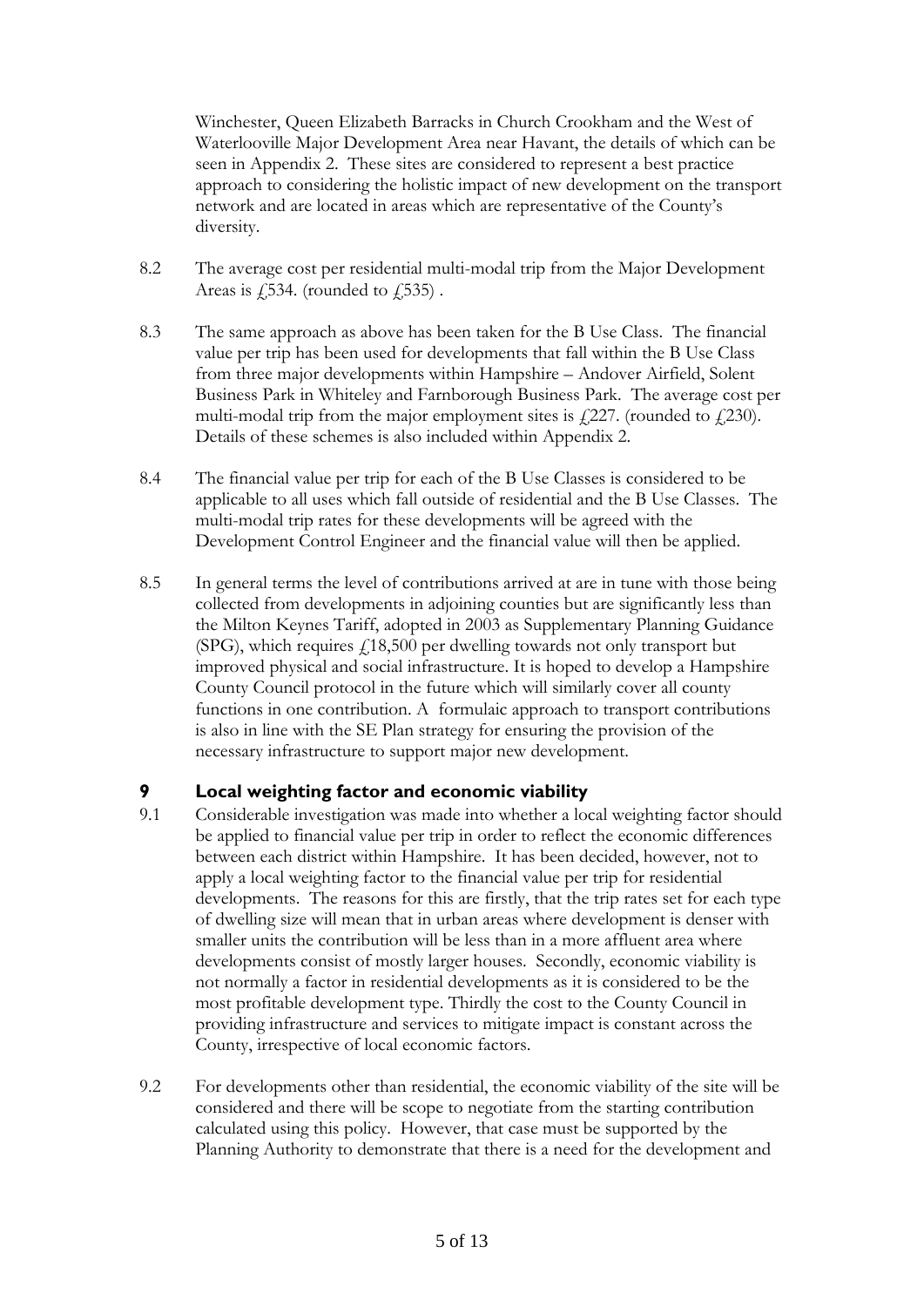Winchester, Queen Elizabeth Barracks in Church Crookham and the West of Waterlooville Major Development Area near Havant, the details of which can be seen in Appendix 2. These sites are considered to represent a best practice approach to considering the holistic impact of new development on the transport network and are located in areas which are representative of the County's diversity.

8.2 The average cost per residential multi-modal trip from the Major Development Areas is £534. (rounded to £535) .

8.3 The same approach as above has been taken for the B Use Class. The financial value per trip has been used for developments that fall within the B Use Class from three major developments within Hampshire – Andover Airfield, Solent Business Park in Whiteley and Farnborough Business Park. The average cost per multi-modal trip from the major employment sites is £227. (rounded to £230). Details of these schemes is also included within Appendix 2.

8.4 The financial value per trip for each of the B Use Classes is considered to be applicable to all uses which fall outside of residential and the B Use Classes. The multi-modal trip rates for these developments will be agreed with the Development Control Engineer and the financial value will then be applied.

8.5 In general terms the level of contributions arrived at are in tune with those being collected from developments in adjoining counties but are significantly less than the Milton Keynes Tariff, adopted in 2003 as Supplementary Planning Guidance (SPG), which requires £18,500 per dwelling towards not only transport but improved physical and social infrastructure. It is hoped to develop a Hampshire County Council protocol in the future which will similarly cover all county functions in one contribution. A formulaic approach to transport contributions is also in line with the SE Plan strategy for ensuring the provision of the necessary infrastructure to support major new development.

## 9 Local weighting factor and economic viability

9.1 Considerable investigation was made into whether a local weighting factor should be applied to financial value per trip in order to reflect the economic differences between each district within Hampshire. It has been decided, however, not to apply a local weighting factor to the financial value per trip for residential developments. The reasons for this are firstly, that the trip rates set for each type of dwelling size will mean that in urban areas where development is denser with smaller units the contribution will be less than in a more affluent area where developments consist of mostly larger houses. Secondly, economic viability is not normally a factor in residential developments as it is considered to be the most profitable development type. Thirdly the cost to the County Council in providing infrastructure and services to mitigate impact is constant across the County, irrespective of local economic factors.

9.2 For developments other than residential, the economic viability of the site will be considered and there will be scope to negotiate from the starting contribution calculated using this policy. However, that case must be supported by the Planning Authority to demonstrate that there is a need for the development and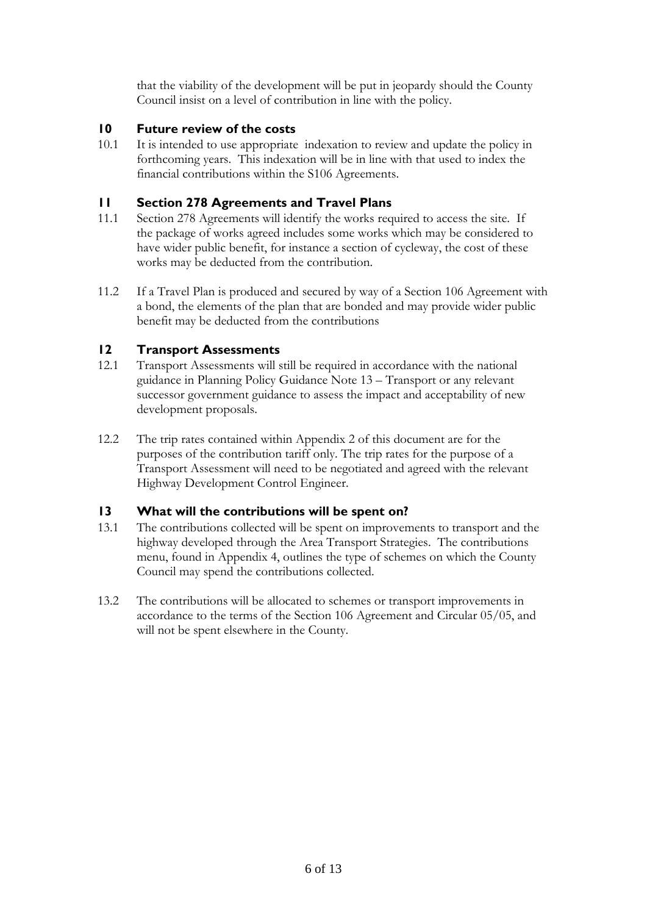that the viability of the development will be put in jeopardy should the County Council insist on a level of contribution in line with the policy.

## 10 Future review of the costs

10.1 It is intended to use appropriate indexation to review and update the policy in forthcoming years. This indexation will be in line with that used to index the financial contributions within the S106 Agreements.

## 11 Section 278 Agreements and Travel Plans

11.1 Section 278 Agreements will identify the works required to access the site. If the package of works agreed includes some works which may be considered to have wider public benefit, for instance a section of cycleway, the cost of these works may be deducted from the contribution.

11.2 If a Travel Plan is produced and secured by way of a Section 106 Agreement with a bond, the elements of the plan that are bonded and may provide wider public benefit may be deducted from the contributions

## 12 Transport Assessments

12.1 Transport Assessments will still be required in accordance with the national guidance in Planning Policy Guidance Note 13 – Transport or any relevant successor government guidance to assess the impact and acceptability of new development proposals.

12.2 The trip rates contained within Appendix 2 of this document are for the purposes of the contribution tariff only. The trip rates for the purpose of a Transport Assessment will need to be negotiated and agreed with the relevant Highway Development Control Engineer.

## 13 What will the contributions will be spent on?

13.1 The contributions collected will be spent on improvements to transport and the highway developed through the Area Transport Strategies. The contributions menu, found in Appendix 4, outlines the type of schemes on which the County Council may spend the contributions collected.

13.2 The contributions will be allocated to schemes or transport improvements in accordance to the terms of the Section 106 Agreement and Circular 05/05, and will not be spent elsewhere in the County.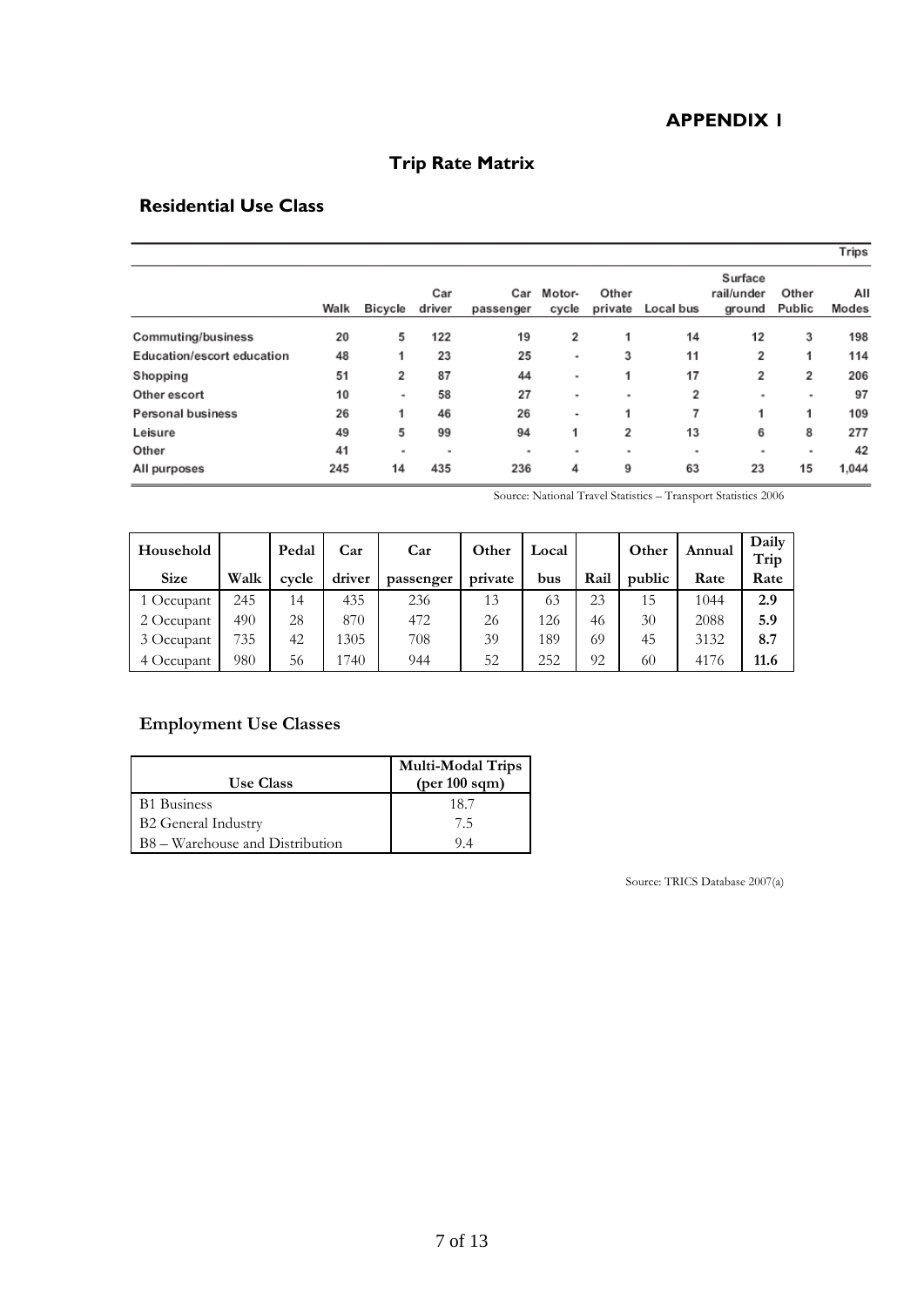# APPENDIX 1

## Trip Rate Matrix

### Residential Use Class

| | Walk | Bicycle | Car driver | Car passenger | Motor-cycle | Other private | Local bus | Surface rail/under ground | Other Public | All Modes |
|---|---|---|---|---|---|---|---|---|---|---|
| | | | | | | | | | | Trips |
| Commuting/business | 20 | 5 | 122 | 19 | 2 | 1 | 14 | 12 | 3 | 198 |
| Education/escort education | 48 | 1 | 23 | 25 | - | 3 | 11 | 2 | 1 | 114 |
| Shopping | 51 | 2 | 87 | 44 | - | 1 | 17 | 2 | 2 | 206 |
| Other escort | 10 | - | 58 | 27 | - | - | 2 | - | - | 97 |
| Personal business | 26 | 1 | 46 | 26 | - | 1 | 7 | 1 | 1 | 109 |
| Leisure | 49 | 5 | 99 | 94 | 1 | 2 | 13 | 6 | 8 | 277 |
| Other | 41 | - | - | - | - | - | - | - | - | 42 |
| All purposes | 245 | 14 | 435 | 236 | 4 | 9 | 63 | 23 | 15 | 1,044 |

Source: National Travel Statistics – Transport Statistics 2006

| Household Size | Walk | Pedal cycle | Car driver | Car passenger | Other private | Local bus | Rail | Other public | Annual Rate | Daily Trip Rate |
|---|---|---|---|---|---|---|---|---|---|---|
| 1 Occupant | 245 | 14 | 435 | 236 | 13 | 63 | 23 | 15 | 1044 | **2.9** |
| 2 Occupant | 490 | 28 | 870 | 472 | 26 | 126 | 46 | 30 | 2088 | **5.9** |
| 3 Occupant | 735 | 42 | 1305 | 708 | 39 | 189 | 69 | 45 | 3132 | **8.7** |
| 4 Occupant | 980 | 56 | 1740 | 944 | 52 | 252 | 92 | 60 | 4176 | **11.6** |

### Employment Use Classes

| Use Class | Multi-Modal Trips (per 100 sqm) |
|---|---|
| B1 Business | 18.7 |
| B2 General Industry | 7.5 |
| B8 – Warehouse and Distribution | 9.4 |

Source: TRICS Database 2007(a)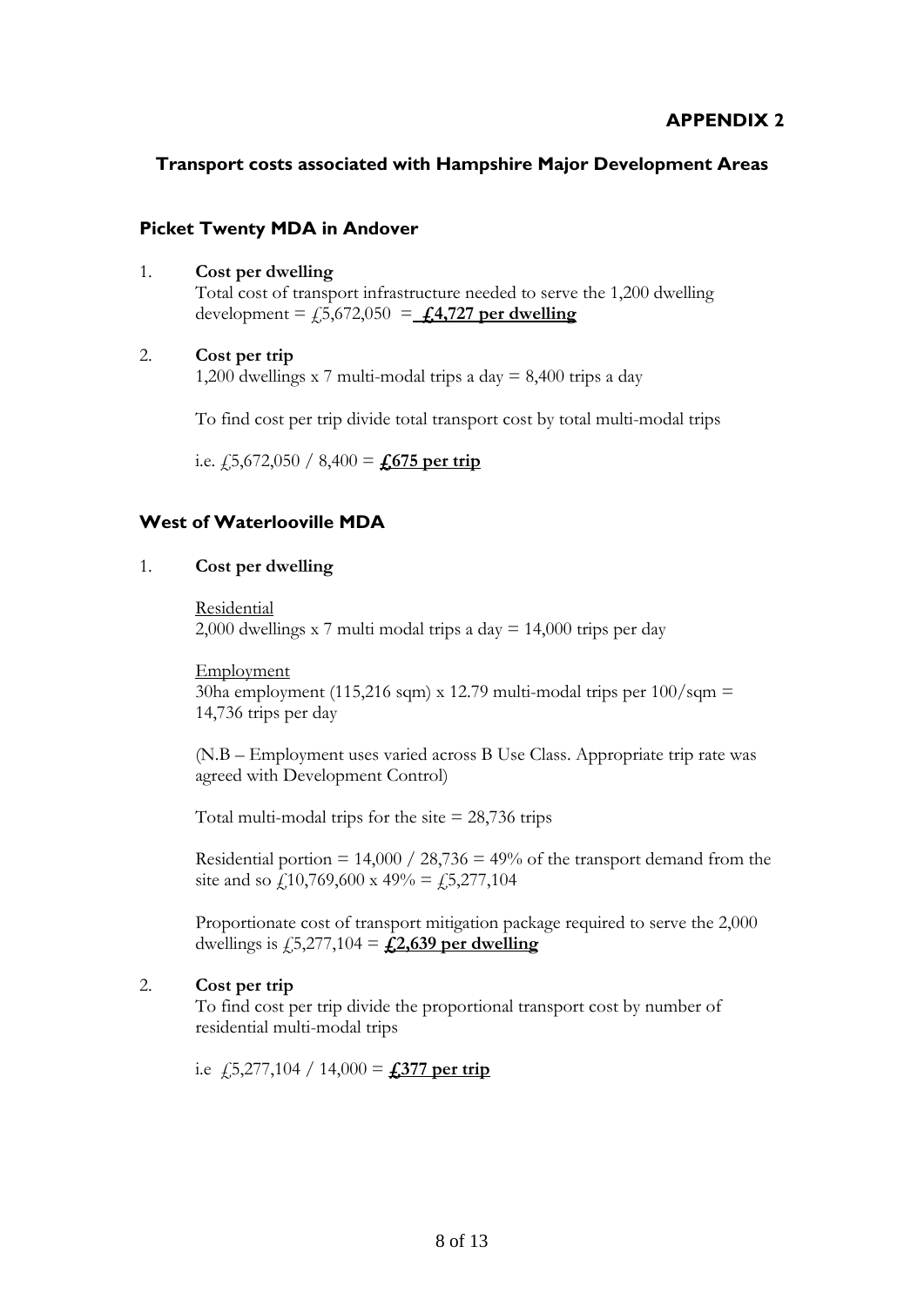**APPENDIX 2**

## Transport costs associated with Hampshire Major Development Areas

### Picket Twenty MDA in Andover

1. **Cost per dwelling**
   Total cost of transport infrastructure needed to serve the 1,200 dwelling development = £5,672,050 = **£4,727 per dwelling**

2. **Cost per trip**
   1,200 dwellings x 7 multi-modal trips a day = 8,400 trips a day

   To find cost per trip divide total transport cost by total multi-modal trips

   i.e. £5,672,050 / 8,400 = **£675 per trip**

### West of Waterlooville MDA

1. **Cost per dwelling**

   Residential
   2,000 dwellings x 7 multi modal trips a day = 14,000 trips per day

   Employment
   30ha employment (115,216 sqm) x 12.79 multi-modal trips per 100/sqm = 14,736 trips per day

   (N.B – Employment uses varied across B Use Class. Appropriate trip rate was agreed with Development Control)

   Total multi-modal trips for the site = 28,736 trips

   Residential portion = 14,000 / 28,736 = 49% of the transport demand from the site and so £10,769,600 x 49% = £5,277,104

   Proportionate cost of transport mitigation package required to serve the 2,000 dwellings is £5,277,104 = **£2,639 per dwelling**

2. **Cost per trip**
   To find cost per trip divide the proportional transport cost by number of residential multi-modal trips

   i.e £5,277,104 / 14,000 = **£377 per trip**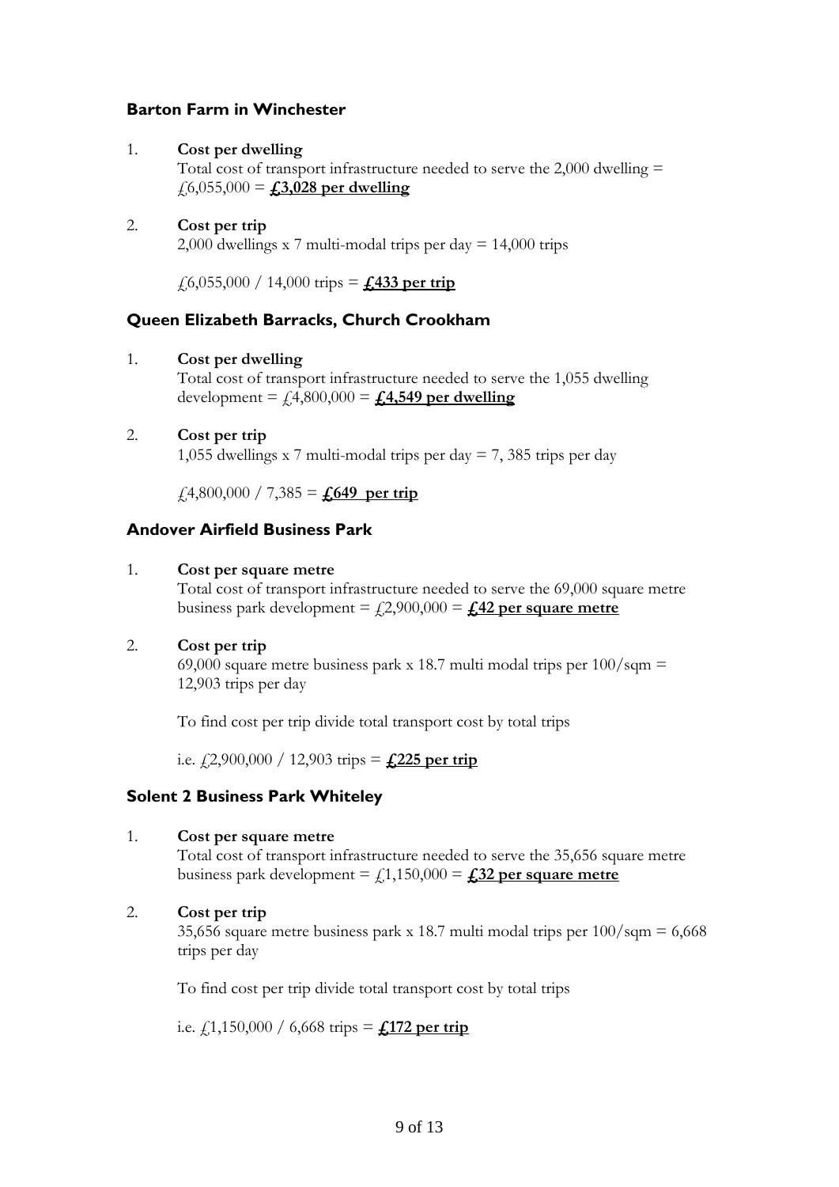### Barton Farm in Winchester

1. **Cost per dwelling**

   Total cost of transport infrastructure needed to serve the 2,000 dwelling = £6,055,000 = **£3,028 per dwelling**

2. **Cost per trip**

   2,000 dwellings x 7 multi-modal trips per day = 14,000 trips

   £6,055,000 / 14,000 trips = **£433 per trip**

### Queen Elizabeth Barracks, Church Crookham

1. **Cost per dwelling**

   Total cost of transport infrastructure needed to serve the 1,055 dwelling development = £4,800,000 = **£4,549 per dwelling**

2. **Cost per trip**

   1,055 dwellings x 7 multi-modal trips per day = 7, 385 trips per day

   £4,800,000 / 7,385 = **£649 per trip**

### Andover Airfield Business Park

1. **Cost per square metre**

   Total cost of transport infrastructure needed to serve the 69,000 square metre business park development = £2,900,000 = **£42 per square metre**

2. **Cost per trip**

   69,000 square metre business park x 18.7 multi modal trips per 100/sqm = 12,903 trips per day

   To find cost per trip divide total transport cost by total trips

   i.e. £2,900,000 / 12,903 trips = **£225 per trip**

### Solent 2 Business Park Whiteley

1. **Cost per square metre**

   Total cost of transport infrastructure needed to serve the 35,656 square metre business park development = £1,150,000 = **£32 per square metre**

2. **Cost per trip**

   35,656 square metre business park x 18.7 multi modal trips per 100/sqm = 6,668 trips per day

   To find cost per trip divide total transport cost by total trips

   i.e. £1,150,000 / 6,668 trips = **£172 per trip**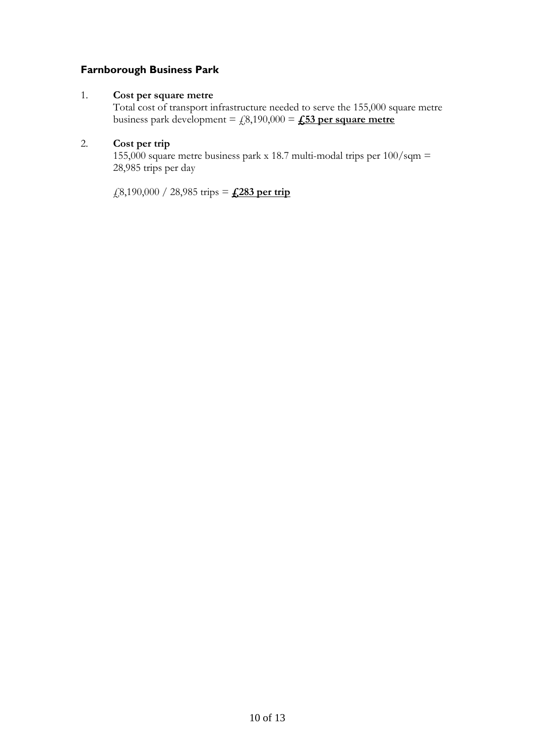## Farnborough Business Park

1. **Cost per square metre**

   Total cost of transport infrastructure needed to serve the 155,000 square metre business park development = £8,190,000 = **£53 per square metre**

2. **Cost per trip**

   155,000 square metre business park x 18.7 multi-modal trips per 100/sqm = 28,985 trips per day

   £8,190,000 / 28,985 trips = **£283 per trip**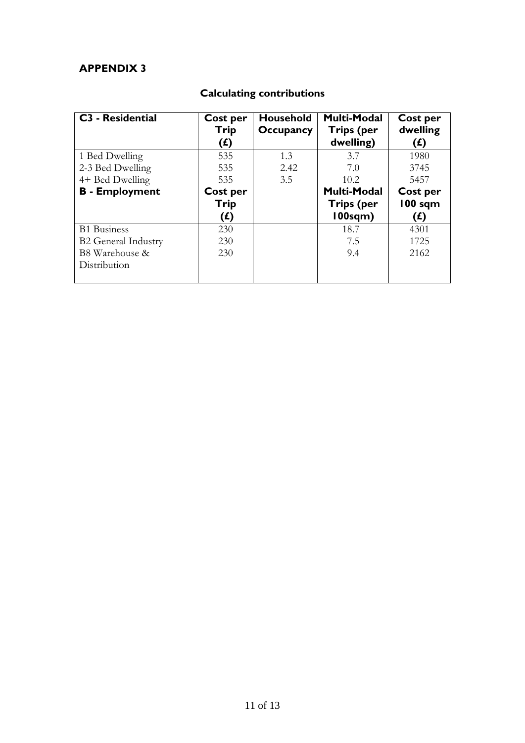## APPENDIX 3

### Calculating contributions

| C3 - Residential | Cost per Trip (£) | Household Occupancy | Multi-Modal Trips (per dwelling) | Cost per dwelling (£) |
|---|---|---|---|---|
| 1 Bed Dwelling | 535 | 1.3 | 3.7 | 1980 |
| 2-3 Bed Dwelling | 535 | 2.42 | 7.0 | 3745 |
| 4+ Bed Dwelling | 535 | 3.5 | 10.2 | 5457 |
| **B - Employment** | **Cost per Trip (£)** | | **Multi-Modal Trips (per 100sqm)** | **Cost per 100 sqm (£)** |
| B1 Business | 230 | | 18.7 | 4301 |
| B2 General Industry | 230 | | 7.5 | 1725 |
| B8 Warehouse & Distribution | 230 | | 9.4 | 2162 |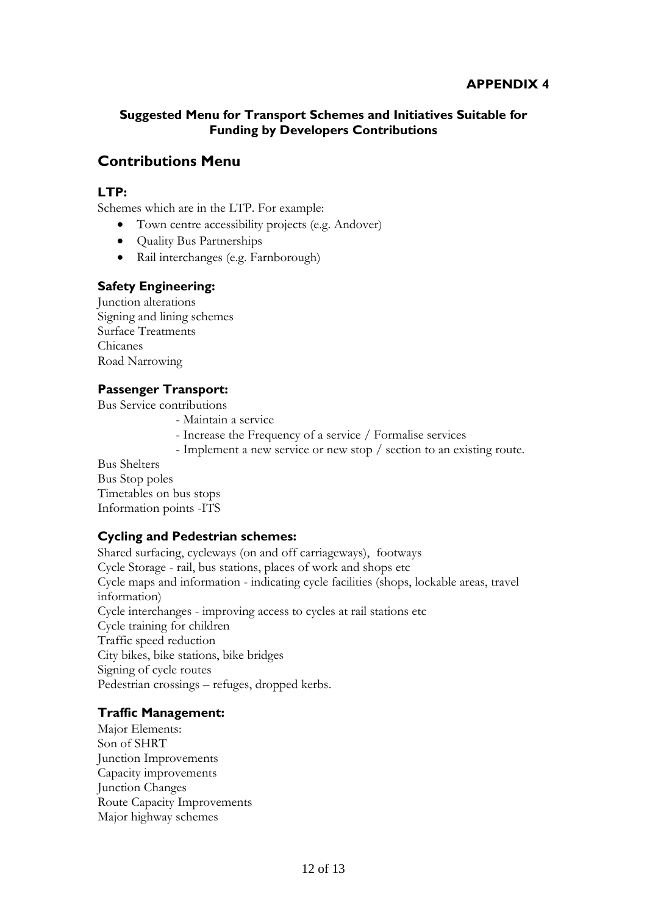**APPENDIX 4**

**Suggested Menu for Transport Schemes and Initiatives Suitable for Funding by Developers Contributions**

## Contributions Menu

### LTP:

Schemes which are in the LTP. For example:

- Town centre accessibility projects (e.g. Andover)
- Quality Bus Partnerships
- Rail interchanges (e.g. Farnborough)

### Safety Engineering:

Junction alterations
Signing and lining schemes
Surface Treatments
Chicanes
Road Narrowing

### Passenger Transport:

Bus Service contributions

- Maintain a service
- Increase the Frequency of a service / Formalise services
- Implement a new service or new stop / section to an existing route.

Bus Shelters
Bus Stop poles
Timetables on bus stops
Information points -ITS

### Cycling and Pedestrian schemes:

Shared surfacing, cycleways (on and off carriageways), footways
Cycle Storage - rail, bus stations, places of work and shops etc
Cycle maps and information - indicating cycle facilities (shops, lockable areas, travel information)
Cycle interchanges - improving access to cycles at rail stations etc
Cycle training for children
Traffic speed reduction
City bikes, bike stations, bike bridges
Signing of cycle routes
Pedestrian crossings – refuges, dropped kerbs.

### Traffic Management:

Major Elements:
Son of SHRT
Junction Improvements
Capacity improvements
Junction Changes
Route Capacity Improvements
Major highway schemes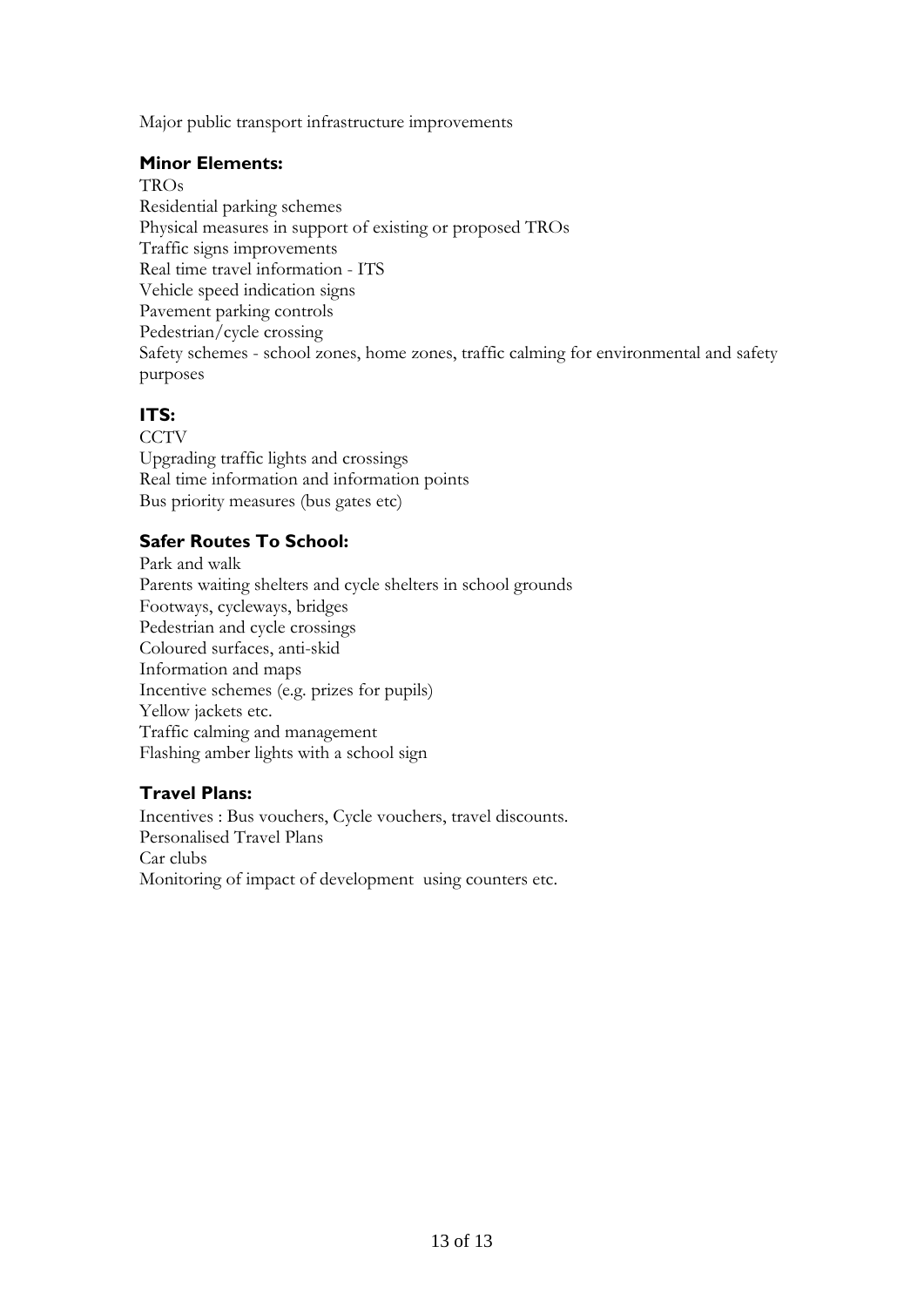Major public transport infrastructure improvements

**Minor Elements:**

TROs
Residential parking schemes
Physical measures in support of existing or proposed TROs
Traffic signs improvements
Real time travel information - ITS
Vehicle speed indication signs
Pavement parking controls
Pedestrian/cycle crossing
Safety schemes - school zones, home zones, traffic calming for environmental and safety purposes

**ITS:**

CCTV
Upgrading traffic lights and crossings
Real time information and information points
Bus priority measures (bus gates etc)

**Safer Routes To School:**

Park and walk
Parents waiting shelters and cycle shelters in school grounds
Footways, cycleways, bridges
Pedestrian and cycle crossings
Coloured surfaces, anti-skid
Information and maps
Incentive schemes (e.g. prizes for pupils)
Yellow jackets etc.
Traffic calming and management
Flashing amber lights with a school sign

**Travel Plans:**

Incentives : Bus vouchers, Cycle vouchers, travel discounts.
Personalised Travel Plans
Car clubs
Monitoring of impact of development using counters etc.